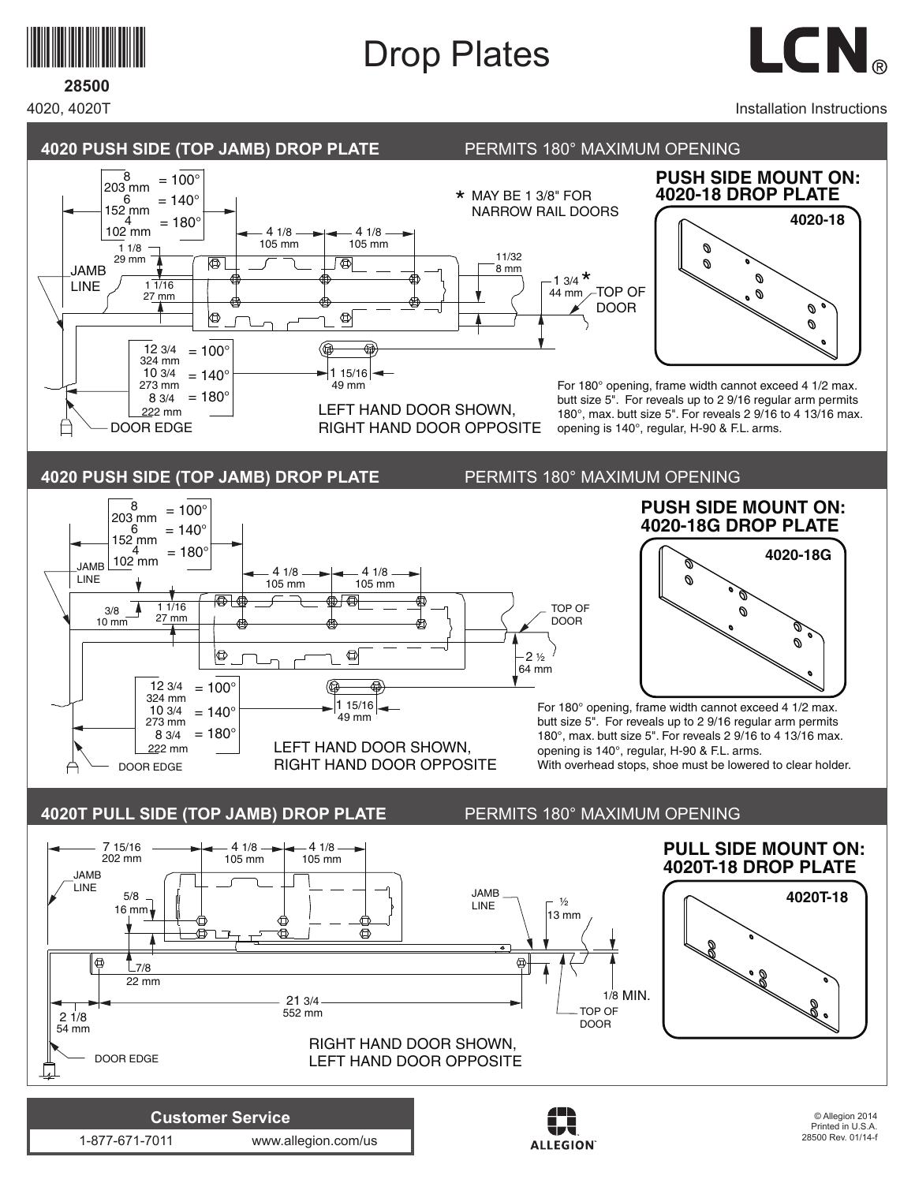28500

4020, 4020T

# Drop Plates

# LCN

Installation Instructions

## 4020 PUSH SIDE (TOP JAMB) DROP PLATE

PERMITS 180° MAXIMUM OPENING

8 / 203 mm = 100°
6 / 152 mm = 140°
4 / 102 mm = 180°

1 1/8 / 29 mm

JAMB LINE

1 1/16 / 27 mm

4 1/8 / 105 mm

4 1/8 / 105 mm

11/32 / 8 mm

1 3/4 / 44 mm *

TOP OF DOOR

* MAY BE 1 3/8" FOR NARROW RAIL DOORS

12 3/4 / 324 mm = 100°
10 3/4 / 273 mm = 140°
8 3/4 / 222 mm = 180°

1 15/16 / 49 mm

DOOR EDGE

LEFT HAND DOOR SHOWN, RIGHT HAND DOOR OPPOSITE

### PUSH SIDE MOUNT ON: 4020-18 DROP PLATE

4020-18

For 180° opening, frame width cannot exceed 4 1/2 max. butt size 5". For reveals up to 2 9/16 regular arm permits 180°, max. butt size 5". For reveals 2 9/16 to 4 13/16 max. opening is 140°, regular, H-90 & F.L. arms.

## 4020 PUSH SIDE (TOP JAMB) DROP PLATE

PERMITS 180° MAXIMUM OPENING

8 / 203 mm = 100°
6 / 152 mm = 140°
4 / 102 mm = 180°

JAMB LINE

3/8 / 10 mm

1 1/16 / 27 mm

4 1/8 / 105 mm

4 1/8 / 105 mm

TOP OF DOOR

2 ½ / 64 mm

12 3/4 / 324 mm = 100°
10 3/4 / 273 mm = 140°
8 3/4 / 222 mm = 180°

1 15/16 / 49 mm

DOOR EDGE

LEFT HAND DOOR SHOWN, RIGHT HAND DOOR OPPOSITE

### PUSH SIDE MOUNT ON: 4020-18G DROP PLATE

4020-18G

For 180° opening, frame width cannot exceed 4 1/2 max. butt size 5". For reveals up to 2 9/16 regular arm permits 180°, max. butt size 5". For reveals 2 9/16 to 4 13/16 max. opening is 140°, regular, H-90 & F.L. arms. With overhead stops, shoe must be lowered to clear holder.

## 4020T PULL SIDE (TOP JAMB) DROP PLATE

PERMITS 180° MAXIMUM OPENING

7 15/16 / 202 mm

4 1/8 / 105 mm

4 1/8 / 105 mm

JAMB LINE

5/8 / 16 mm

7/8 / 22 mm

21 3/4 / 552 mm

2 1/8 / 54 mm

JAMB LINE

½ / 13 mm

1/8 MIN.

TOP OF DOOR

DOOR EDGE

RIGHT HAND DOOR SHOWN, LEFT HAND DOOR OPPOSITE

### PULL SIDE MOUNT ON: 4020T-18 DROP PLATE

4020T-18

**Customer Service**

1-877-671-7011 www.allegion.com/us

ALLEGION

© Allegion 2014
Printed in U.S.A.
28500 Rev. 01/14-f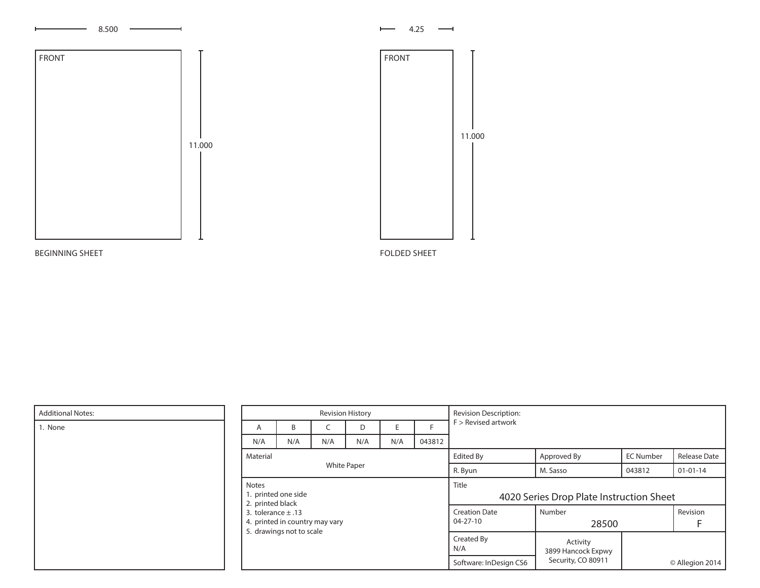8.500

FRONT

11.000

BEGINNING SHEET

4.25

FRONT

11.000

FOLDED SHEET

Additional Notes:

1. None

| Revision History | | | | | |
|---|---|---|---|---|---|
| A | B | C | D | E | F |
| N/A | N/A | N/A | N/A | N/A | 043812 |

Material

White Paper

Notes
1. printed one side
2. printed black
3. tolerance ± .13
4. printed in country may vary
5. drawings not to scale

Revision Description:
F > Revised artwork

| Edited By | Approved By | EC Number | Release Date |
|---|---|---|---|
| R. Byun | M. Sasso | 043812 | 01-01-14 |

Title

4020 Series Drop Plate Instruction Sheet

| Creation Date | Number | Revision |
|---|---|---|
| 04-27-10 | 28500 | F |

Created By
N/A

Software: InDesign CS6

Activity
3899 Hancock Expwy
Security, CO 80911

© Allegion 2014